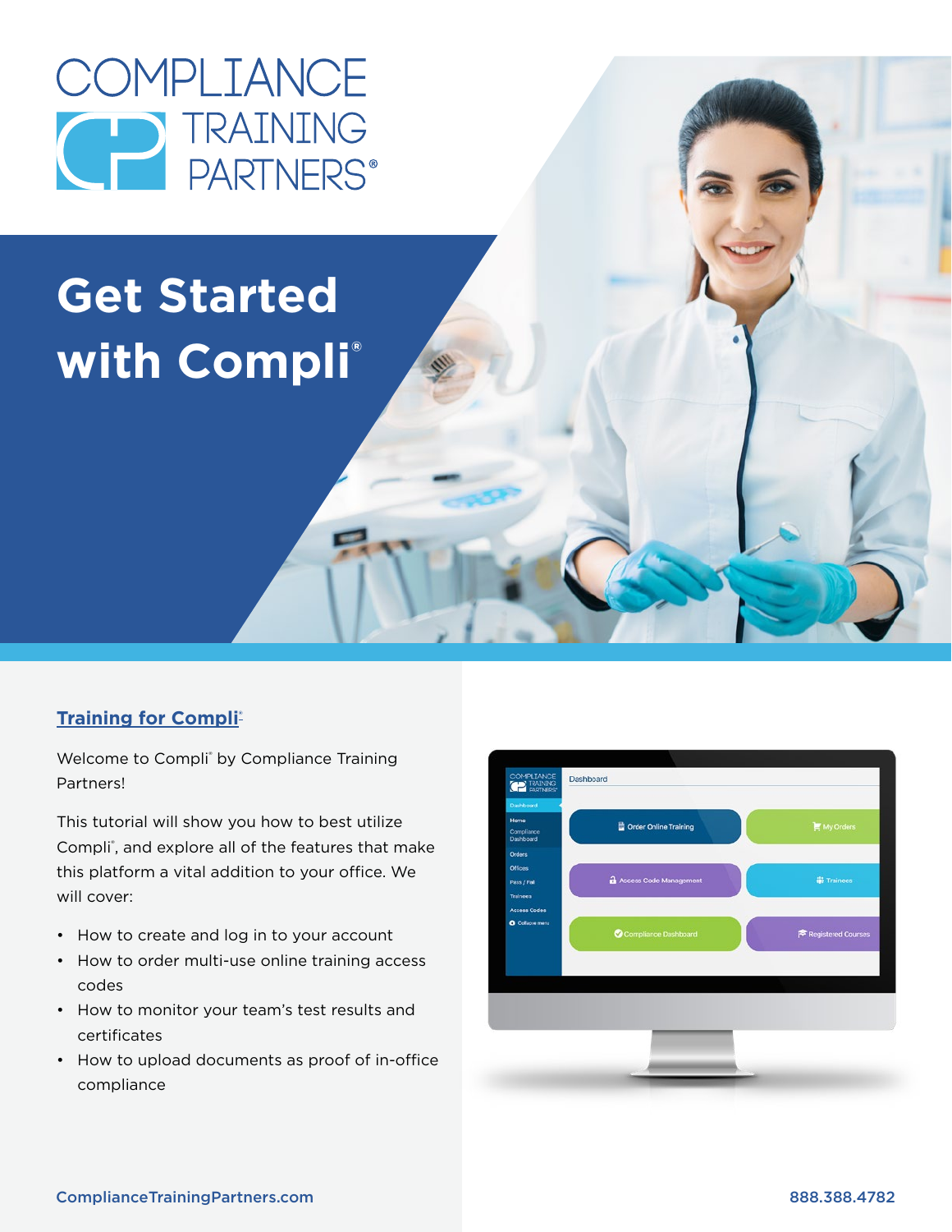# COMPLIANCE TRAINING PARTNERS®

# Get Started with Compli®

## Training for Compli®

Welcome to Compli® by Compliance Training Partners!

This tutorial will show you how to best utilize Compli®, and explore all of the features that make this platform a vital addition to your office. We will cover:

- How to create and log in to your account
- How to order multi-use online training access codes
- How to monitor your team's test results and certificates
- How to upload documents as proof of in-office compliance

ComplianceTrainingPartners.com

888.388.4782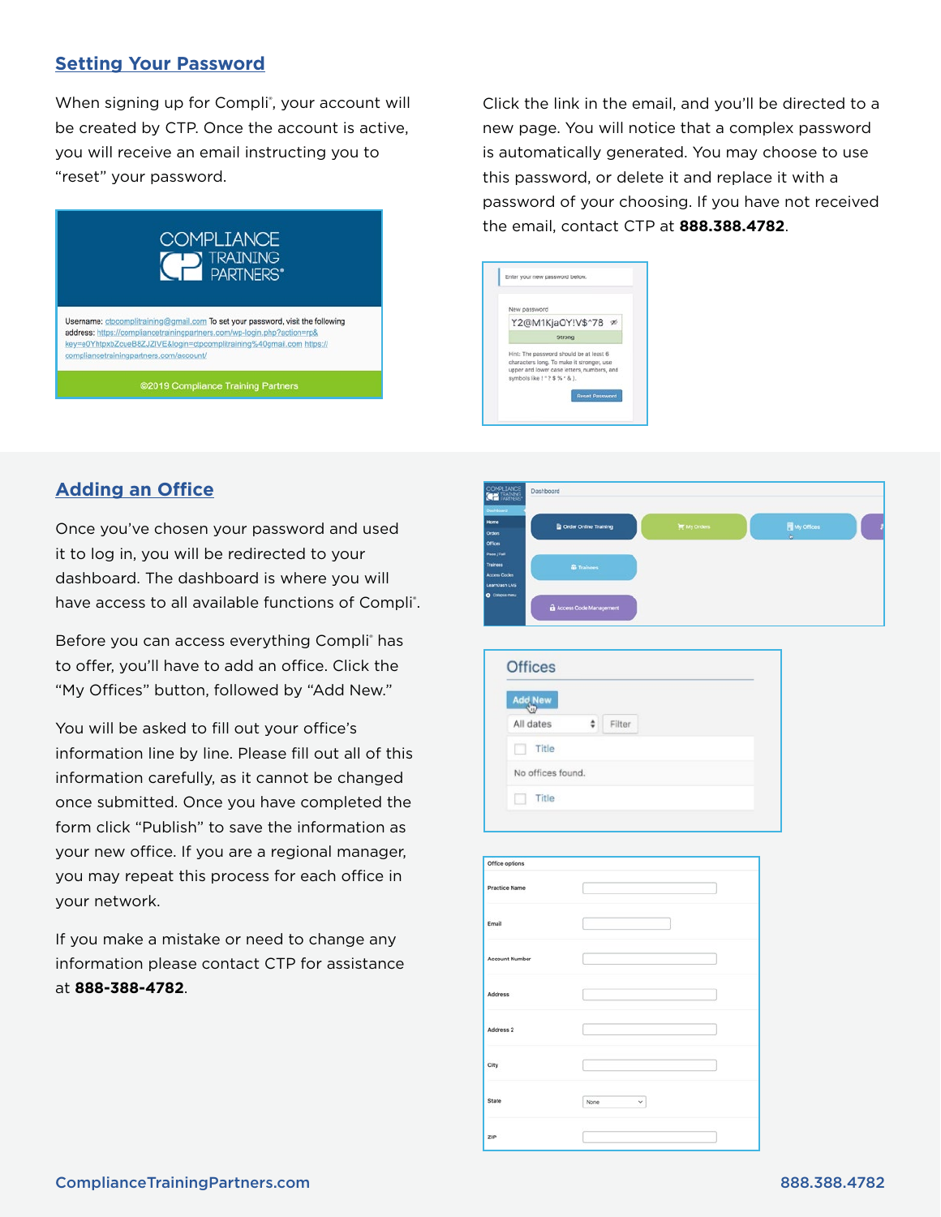## Setting Your Password

When signing up for Compli®, your account will be created by CTP. Once the account is active, you will receive an email instructing you to "reset" your password.

Click the link in the email, and you'll be directed to a new page. You will notice that a complex password is automatically generated. You may choose to use this password, or delete it and replace it with a password of your choosing. If you have not received the email, contact CTP at **888.388.4782**.

## Adding an Office

Once you've chosen your password and used it to log in, you will be redirected to your dashboard. The dashboard is where you will have access to all available functions of Compli®.

Before you can access everything Compli® has to offer, you'll have to add an office. Click the "My Offices" button, followed by "Add New."

You will be asked to fill out your office's information line by line. Please fill out all of this information carefully, as it cannot be changed once submitted. Once you have completed the form click "Publish" to save the information as your new office. If you are a regional manager, you may repeat this process for each office in your network.

If you make a mistake or need to change any information please contact CTP for assistance at **888-388-4782**.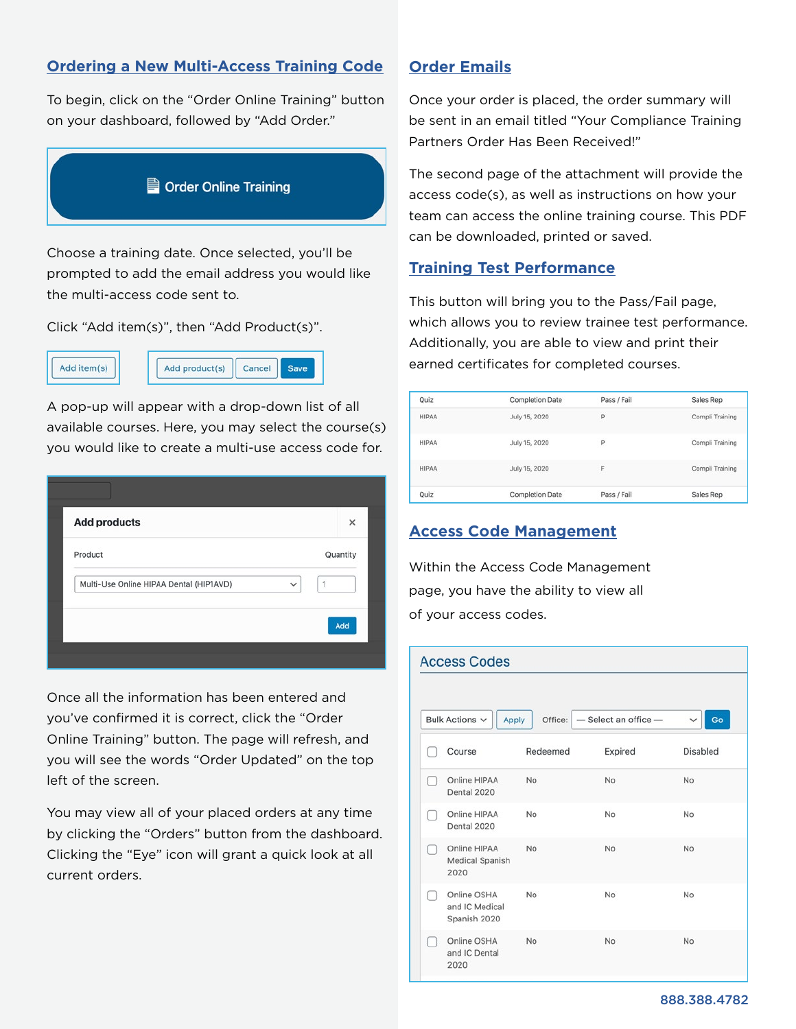## Ordering a New Multi-Access Training Code

To begin, click on the "Order Online Training" button on your dashboard, followed by "Add Order."

Order Online Training

Choose a training date. Once selected, you'll be prompted to add the email address you would like the multi-access code sent to.

Click "Add item(s)", then "Add Product(s)".

Add item(s) | Add product(s) | Cancel | Save

A pop-up will appear with a drop-down list of all available courses. Here, you may select the course(s) you would like to create a multi-use access code for.

**Add products**

| Product | Quantity |
|---|---|
| Multi-Use Online HIPAA Dental (HIP1AVD) | 1 |

Add

Once all the information has been entered and you've confirmed it is correct, click the "Order Online Training" button. The page will refresh, and you will see the words "Order Updated" on the top left of the screen.

You may view all of your placed orders at any time by clicking the "Orders" button from the dashboard. Clicking the "Eye" icon will grant a quick look at all current orders.

## Order Emails

Once your order is placed, the order summary will be sent in an email titled "Your Compliance Training Partners Order Has Been Received!"

The second page of the attachment will provide the access code(s), as well as instructions on how your team can access the online training course. This PDF can be downloaded, printed or saved.

## Training Test Performance

This button will bring you to the Pass/Fail page, which allows you to review trainee test performance. Additionally, you are able to view and print their earned certificates for completed courses.

| Quiz | Completion Date | Pass / Fail | Sales Rep |
|---|---|---|---|
| HIPAA | July 15, 2020 | P | Compl Training |
| HIPAA | July 15, 2020 | P | Compl Training |
| HIPAA | July 15, 2020 | F | Compl Training |
| Quiz | Completion Date | Pass / Fail | Sales Rep |

## Access Code Management

Within the Access Code Management page, you have the ability to view all of your access codes.

**Access Codes**

Bulk Actions | Apply | Office: — Select an office — | Go

| Course | Redeemed | Expired | Disabled |
|---|---|---|---|
| Online HIPAA Dental 2020 | No | No | No |
| Online HIPAA Dental 2020 | No | No | No |
| Online HIPAA Medical Spanish 2020 | No | No | No |
| Online OSHA and IC Medical Spanish 2020 | No | No | No |
| Online OSHA and IC Dental 2020 | No | No | No |

888.388.4782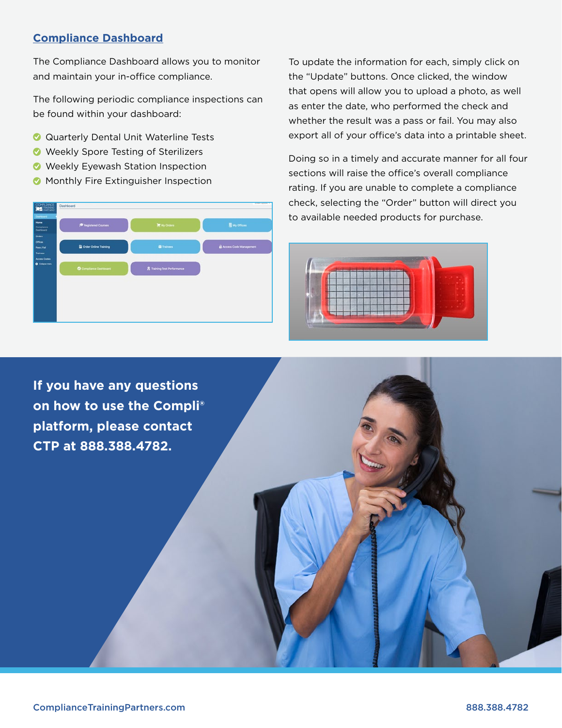## Compliance Dashboard

The Compliance Dashboard allows you to monitor and maintain your in-office compliance.

The following periodic compliance inspections can be found within your dashboard:

- Quarterly Dental Unit Waterline Tests
- Weekly Spore Testing of Sterilizers
- Weekly Eyewash Station Inspection
- Monthly Fire Extinguisher Inspection

To update the information for each, simply click on the "Update" buttons. Once clicked, the window that opens will allow you to upload a photo, as well as enter the date, who performed the check and whether the result was a pass or fail. You may also export all of your office's data into a printable sheet.

Doing so in a timely and accurate manner for all four sections will raise the office's overall compliance rating. If you are unable to complete a compliance check, selecting the "Order" button will direct you to available needed products for purchase.

**If you have any questions on how to use the Compli® platform, please contact CTP at 888.388.4782.**

ComplianceTrainingPartners.com 888.388.4782